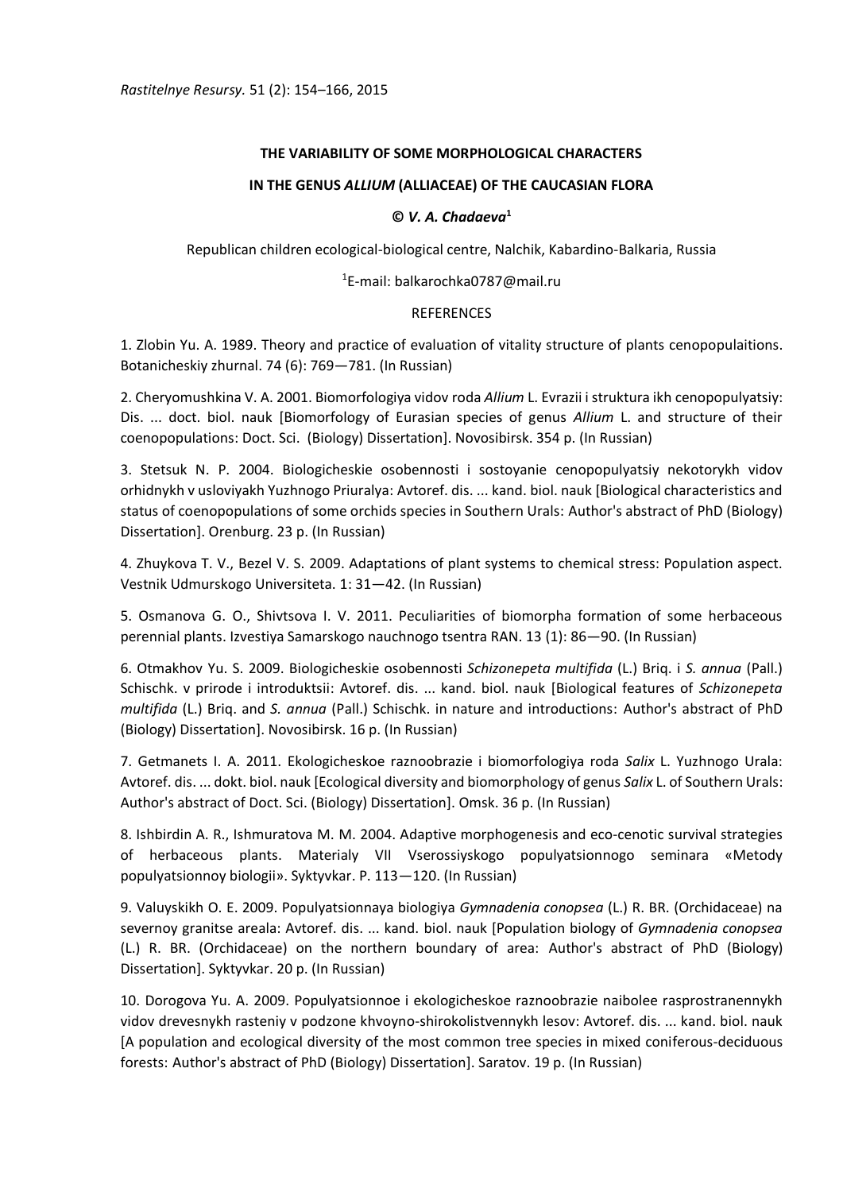*Rastitelnye Resursy.* 51 (2): 154–166, 2015

**THE VARIABILITY OF SOME MORPHOLOGICAL CHARACTERS**

**IN THE GENUS *ALLIUM* (ALLIACEAE) OF THE CAUCASIAN FLORA**

**© *V. A. Chadaeva*[1]**

Republican children ecological-biological centre, Nalchik, Kabardino-Balkaria, Russia

[1]E-mail: balkarochka0787@mail.ru

REFERENCES

1. Zlobin Yu. A. 1989. Theory and practice of evaluation of vitality structure of plants cenopopulaitions. Botanicheskiy zhurnal. 74 (6): 769—781. (In Russian)

2. Cheryomushkina V. A. 2001. Biomorfologiya vidov roda *Allium* L. Evrazii i struktura ikh cenopopulyatsiy: Dis. ... doct. biol. nauk [Biomorfology of Eurasian species of genus *Allium* L. and structure of their coenopopulations: Doct. Sci. (Biology) Dissertation]. Novosibirsk. 354 p. (In Russian)

3. Stetsuk N. P. 2004. Biologicheskie osobennosti i sostoyanie cenopopulyatsiy nekotorykh vidov orhidnykh v usloviyakh Yuzhnogo Priuralya: Avtoref. dis. ... kand. biol. nauk [Biological characteristics and status of coenopopulations of some orchids species in Southern Urals: Author's abstract of PhD (Biology) Dissertation]. Orenburg. 23 p. (In Russian)

4. Zhuykova T. V., Bezel V. S. 2009. Adaptations of plant systems to chemical stress: Population aspect. Vestnik Udmurskogo Universiteta. 1: 31—42. (In Russian)

5. Osmanova G. O., Shivtsova I. V. 2011. Peculiarities of biomorpha formation of some herbaceous perennial plants. Izvestiya Samarskogo nauchnogo tsentra RAN. 13 (1): 86—90. (In Russian)

6. Otmakhov Yu. S. 2009. Biologicheskie osobennosti *Schizonepeta multifida* (L.) Briq. i *S. annua* (Pall.) Schischk. v prirode i introduktsii: Avtoref. dis. ... kand. biol. nauk [Biological features of *Schizonepeta multifida* (L.) Briq. and *S. annua* (Pall.) Schischk. in nature and introductions: Author's abstract of PhD (Biology) Dissertation]. Novosibirsk. 16 p. (In Russian)

7. Getmanets I. A. 2011. Ekologicheskoe raznoobrazie i biomorfologiya roda *Salix* L. Yuzhnogo Urala: Avtoref. dis. ... dokt. biol. nauk [Ecological diversity and biomorphology of genus *Salix* L. of Southern Urals: Author's abstract of Doct. Sci. (Biology) Dissertation]. Omsk. 36 p. (In Russian)

8. Ishbirdin A. R., Ishmuratova M. M. 2004. Adaptive morphogenesis and eco-cenotic survival strategies of herbaceous plants. Materialy VII Vserossiyskogo populyatsionnogo seminara «Metody populyatsionnoy biologii». Syktyvkar. P. 113—120. (In Russian)

9. Valuyskikh O. E. 2009. Populyatsionnaya biologiya *Gymnadenia conopsea* (L.) R. BR. (Orchidaceae) na severnoy granitse areala: Avtoref. dis. ... kand. biol. nauk [Population biology of *Gymnadenia conopsea* (L.) R. BR. (Orchidaceae) on the northern boundary of area: Author's abstract of PhD (Biology) Dissertation]. Syktyvkar. 20 p. (In Russian)

10. Dorogova Yu. A. 2009. Populyatsionnoe i ekologicheskoe raznoobrazie naibolee rasprostranennykh vidov drevesnykh rasteniy v podzone khvoyno-shirokolistvennykh lesov: Avtoref. dis. ... kand. biol. nauk [A population and ecological diversity of the most common tree species in mixed coniferous-deciduous forests: Author's abstract of PhD (Biology) Dissertation]. Saratov. 19 p. (In Russian)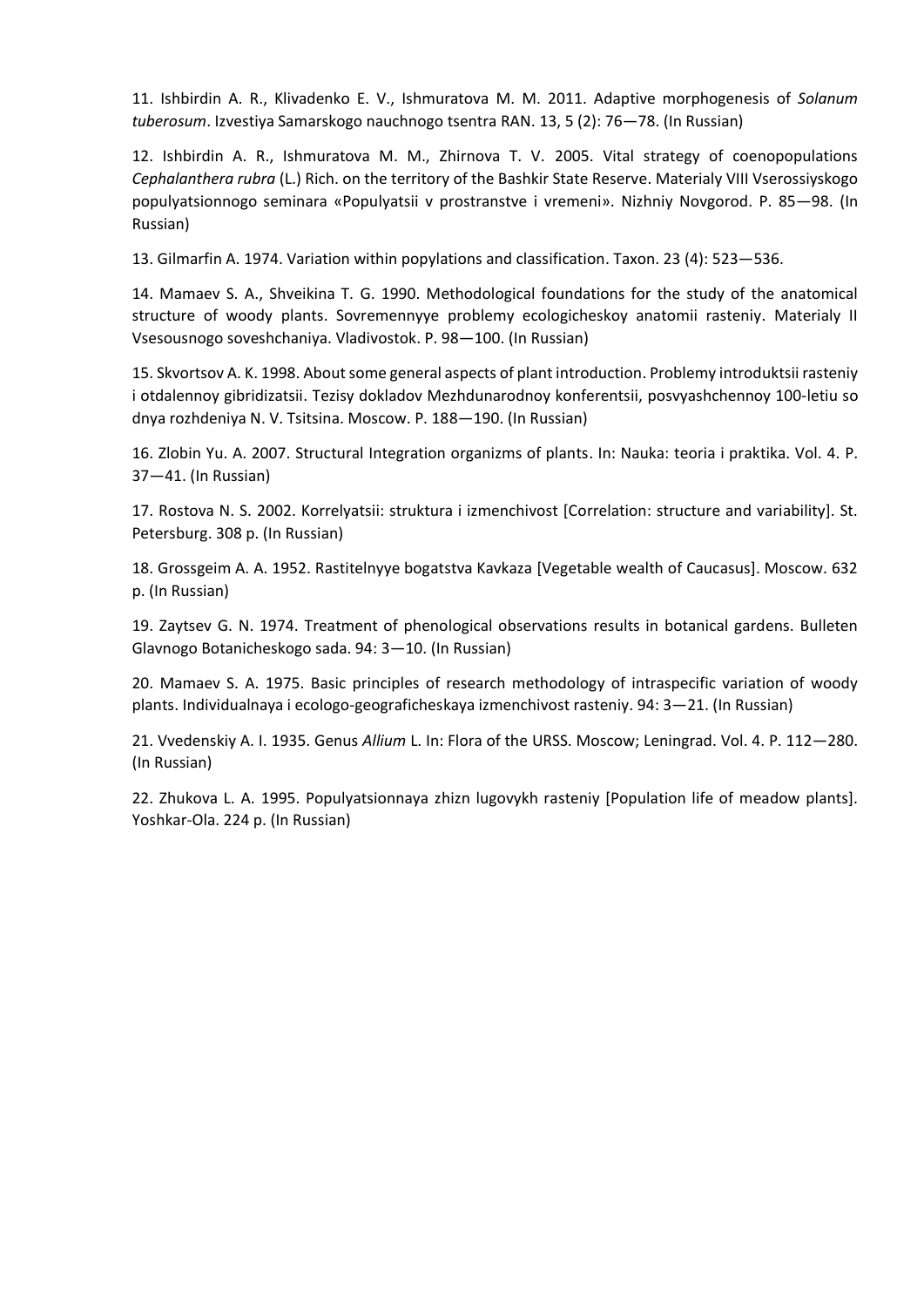11. Ishbirdin A. R., Klivadenko E. V., Ishmuratova M. M. 2011. Adaptive morphogenesis of *Solanum tuberosum*. Izvestiya Samarskogo nauchnogo tsentra RAN. 13, 5 (2): 76—78. (In Russian)

12. Ishbirdin A. R., Ishmuratova M. M., Zhirnova T. V. 2005. Vital strategy of coenopopulations *Cephalanthera rubra* (L.) Rich. on the territory of the Bashkir State Reserve. Materialy VIII Vserossiyskogo populyatsionnogo seminara «Populyatsii v prostranstve i vremeni». Nizhniy Novgorod. P. 85—98. (In Russian)

13. Gilmarfin A. 1974. Variation within popylations and classification. Taxon. 23 (4): 523—536.

14. Mamaev S. A., Shveikina T. G. 1990. Methodological foundations for the study of the anatomical structure of woody plants. Sovremennyye problemy ecologicheskoy anatomii rasteniy. Materialy II Vsesousnogo soveshchaniya. Vladivostok. P. 98—100. (In Russian)

15. Skvortsov A. K. 1998. About some general aspects of plant introduction. Problemy introduktsii rasteniy i otdalennoy gibridizatsii. Tezisy dokladov Mezhdunarodnoy konferentsii, posvyashchennoy 100-letiu so dnya rozhdeniya N. V. Tsitsina. Moscow. P. 188—190. (In Russian)

16. Zlobin Yu. A. 2007. Structural Integration organizms of plants. In: Nauka: teoria i praktika. Vol. 4. P. 37—41. (In Russian)

17. Rostova N. S. 2002. Korrelyatsii: struktura i izmenchivost [Correlation: structure and variability]. St. Petersburg. 308 p. (In Russian)

18. Grossgeim A. A. 1952. Rastitelnyye bogatstva Kavkaza [Vegetable wealth of Caucasus]. Moscow. 632 p. (In Russian)

19. Zaytsev G. N. 1974. Treatment of phenological observations results in botanical gardens. Bulleten Glavnogo Botanicheskogo sada. 94: 3—10. (In Russian)

20. Mamaev S. A. 1975. Basic principles of research methodology of intraspecific variation of woody plants. Individualnaya i ecologo-geograficheskaya izmenchivost rasteniy. 94: 3—21. (In Russian)

21. Vvedenskiy A. I. 1935. Genus *Allium* L. In: Flora of the URSS. Moscow; Leningrad. Vol. 4. P. 112—280. (In Russian)

22. Zhukova L. A. 1995. Populyatsionnaya zhizn lugovykh rasteniy [Population life of meadow plants]. Yoshkar-Ola. 224 p. (In Russian)